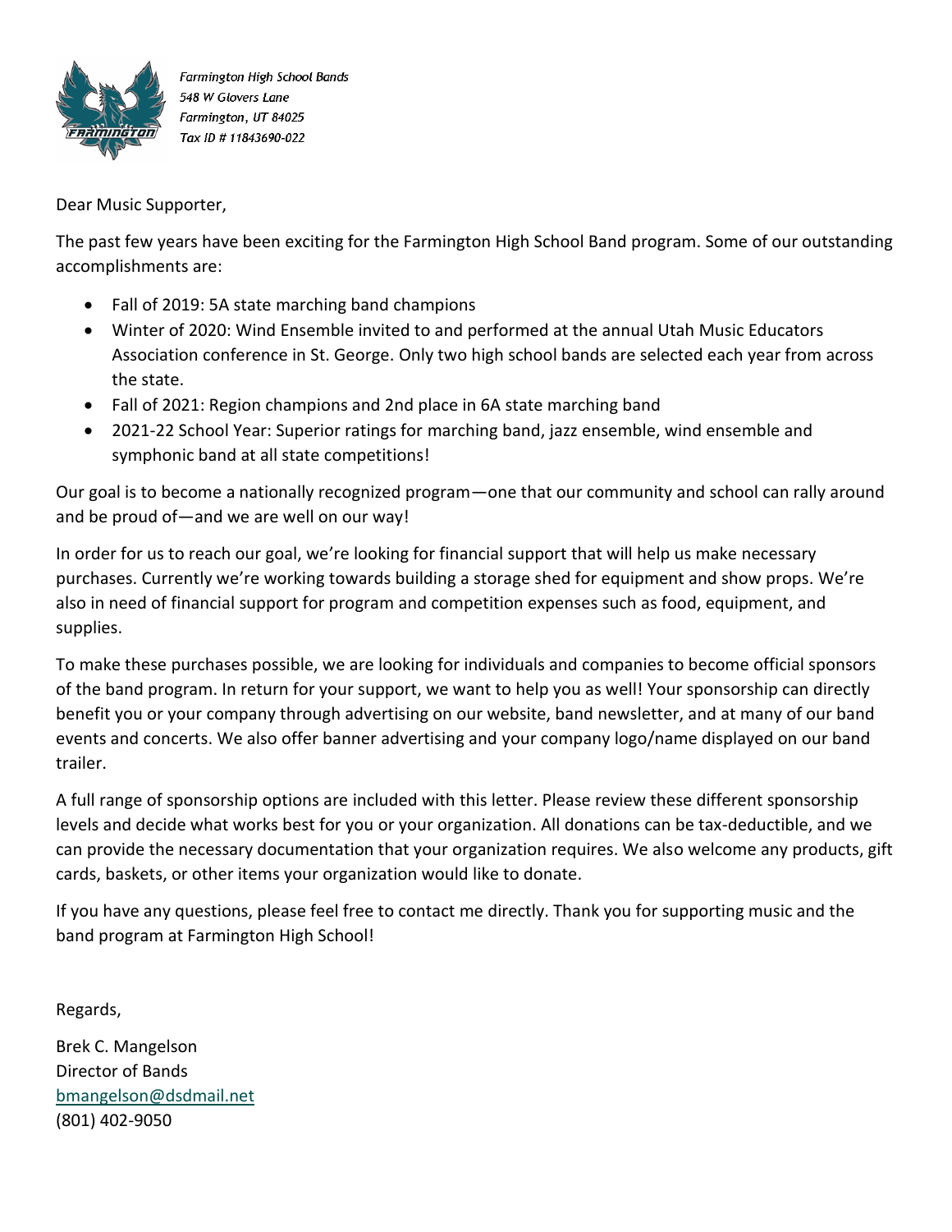*Farmington High School Bands*
*548 W Glovers Lane*
*Farmington, UT 84025*
*Tax ID # 11843690-022*

Dear Music Supporter,

The past few years have been exciting for the Farmington High School Band program. Some of our outstanding accomplishments are:

- Fall of 2019: 5A state marching band champions
- Winter of 2020: Wind Ensemble invited to and performed at the annual Utah Music Educators Association conference in St. George. Only two high school bands are selected each year from across the state.
- Fall of 2021: Region champions and 2nd place in 6A state marching band
- 2021-22 School Year: Superior ratings for marching band, jazz ensemble, wind ensemble and symphonic band at all state competitions!

Our goal is to become a nationally recognized program—one that our community and school can rally around and be proud of—and we are well on our way!

In order for us to reach our goal, we're looking for financial support that will help us make necessary purchases. Currently we're working towards building a storage shed for equipment and show props. We're also in need of financial support for program and competition expenses such as food, equipment, and supplies.

To make these purchases possible, we are looking for individuals and companies to become official sponsors of the band program. In return for your support, we want to help you as well! Your sponsorship can directly benefit you or your company through advertising on our website, band newsletter, and at many of our band events and concerts. We also offer banner advertising and your company logo/name displayed on our band trailer.

A full range of sponsorship options are included with this letter. Please review these different sponsorship levels and decide what works best for you or your organization. All donations can be tax-deductible, and we can provide the necessary documentation that your organization requires. We also welcome any products, gift cards, baskets, or other items your organization would like to donate.

If you have any questions, please feel free to contact me directly. Thank you for supporting music and the band program at Farmington High School!

Regards,

Brek C. Mangelson
Director of Bands
bmangelson@dsdmail.net
(801) 402-9050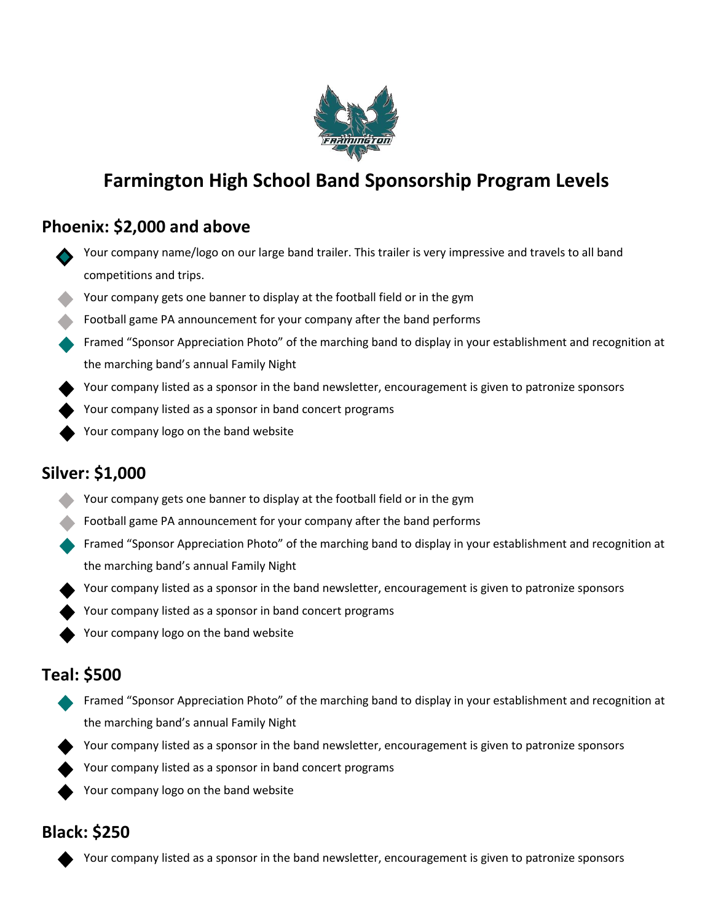# Farmington High School Band Sponsorship Program Levels

## Phoenix: $2,000 and above

- Your company name/logo on our large band trailer. This trailer is very impressive and travels to all band competitions and trips.
- Your company gets one banner to display at the football field or in the gym
- Football game PA announcement for your company after the band performs
- Framed "Sponsor Appreciation Photo" of the marching band to display in your establishment and recognition at the marching band's annual Family Night
- Your company listed as a sponsor in the band newsletter, encouragement is given to patronize sponsors
- Your company listed as a sponsor in band concert programs
- Your company logo on the band website

## Silver: $1,000

- Your company gets one banner to display at the football field or in the gym
- Football game PA announcement for your company after the band performs
- Framed "Sponsor Appreciation Photo" of the marching band to display in your establishment and recognition at the marching band's annual Family Night
- Your company listed as a sponsor in the band newsletter, encouragement is given to patronize sponsors
- Your company listed as a sponsor in band concert programs
- Your company logo on the band website

## Teal: $500

- Framed "Sponsor Appreciation Photo" of the marching band to display in your establishment and recognition at the marching band's annual Family Night
- Your company listed as a sponsor in the band newsletter, encouragement is given to patronize sponsors
- Your company listed as a sponsor in band concert programs
- Your company logo on the band website

## Black: $250

- Your company listed as a sponsor in the band newsletter, encouragement is given to patronize sponsors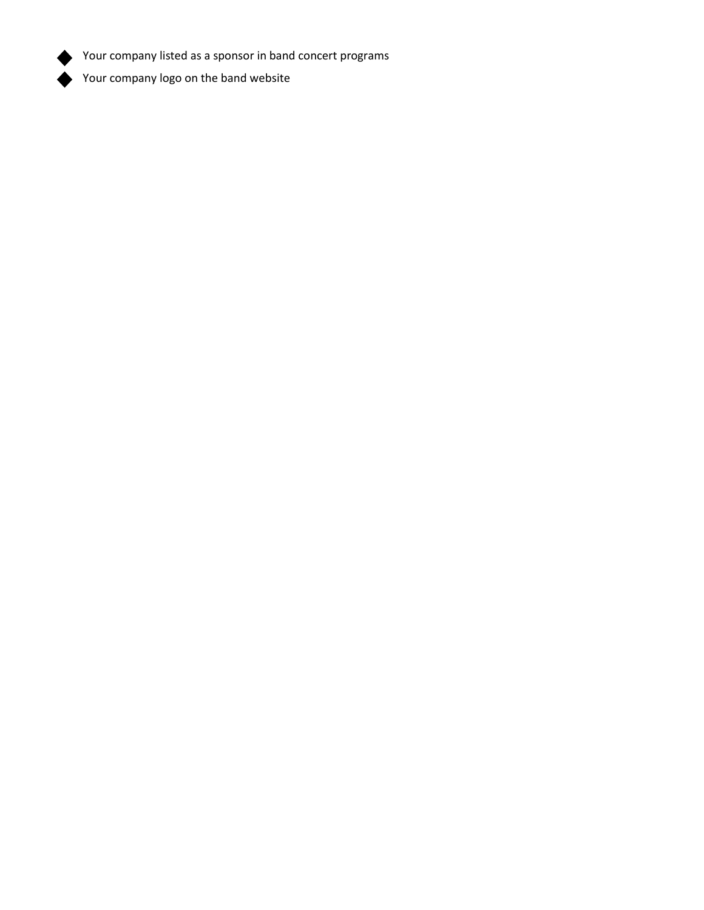- Your company listed as a sponsor in band concert programs
- Your company logo on the band website